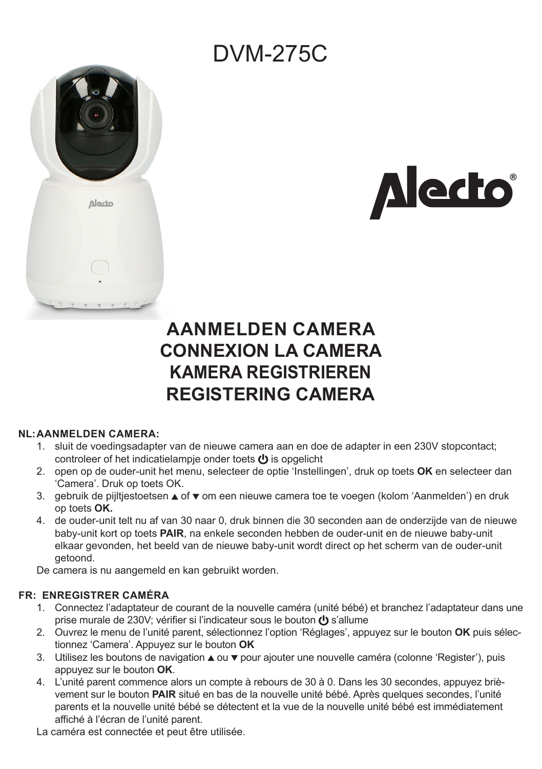# DVM-275C

## AANMELDEN CAMERA
## CONNEXION LA CAMERA
## KAMERA REGISTRIEREN
## REGISTERING CAMERA

### NL: AANMELDEN CAMERA:

1. sluit de voedingsadapter van de nieuwe camera aan en doe de adapter in een 230V stopcontact; controleer of het indicatielampje onder toets ⏻ is opgelicht
2. open op de ouder-unit het menu, selecteer de optie 'Instellingen', druk op toets **OK** en selecteer dan 'Camera'. Druk op toets OK.
3. gebruik de pijltjestoetsen ▲ of ▼ om een nieuwe camera toe te voegen (kolom 'Aanmelden') en druk op toets **OK.**
4. de ouder-unit telt nu af van 30 naar 0, druk binnen die 30 seconden aan de onderzijde van de nieuwe baby-unit kort op toets **PAIR**, na enkele seconden hebben de ouder-unit en de nieuwe baby-unit elkaar gevonden, het beeld van de nieuwe baby-unit wordt direct op het scherm van de ouder-unit getoond.

De camera is nu aangemeld en kan gebruikt worden.

### FR: ENREGISTRER CAMÉRA

1. Connectez l'adaptateur de courant de la nouvelle caméra (unité bébé) et branchez l'adaptateur dans une prise murale de 230V; vérifier si l'indicateur sous le bouton ⏻ s'allume
2. Ouvrez le menu de l'unité parent, sélectionnez l'option 'Réglages', appuyez sur le bouton **OK** puis sélectionnez 'Camera'. Appuyez sur le bouton **OK**
3. Utilisez les boutons de navigation ▲ ou ▼ pour ajouter une nouvelle caméra (colonne 'Register'), puis appuyez sur le bouton **OK**.
4. L'unité parent commence alors un compte à rebours de 30 à 0. Dans les 30 secondes, appuyez brièvement sur le bouton **PAIR** situé en bas de la nouvelle unité bébé. Après quelques secondes, l'unité parents et la nouvelle unité bébé se détectent et la vue de la nouvelle unité bébé est immédiatement affiché à l'écran de l'unité parent.

La caméra est connectée et peut être utilisée.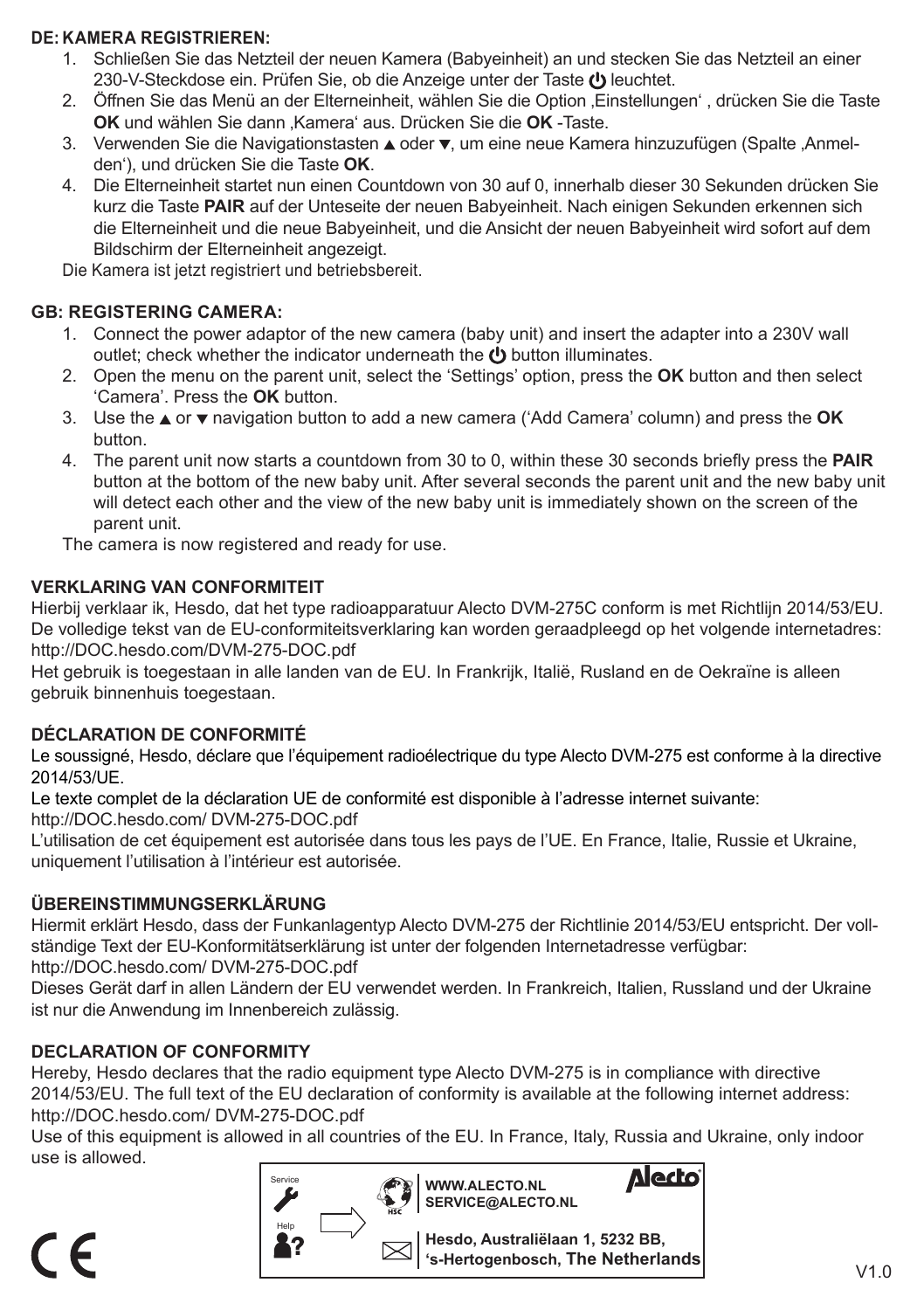**DE: KAMERA REGISTRIEREN:**

1. Schließen Sie das Netzteil der neuen Kamera (Babyeinheit) an und stecken Sie das Netzteil an einer 230-V-Steckdose ein. Prüfen Sie, ob die Anzeige unter der Taste ⏻ leuchtet.
2. Öffnen Sie das Menü an der Elterneinheit, wählen Sie die Option ‚Einstellungen' , drücken Sie die Taste **OK** und wählen Sie dann ‚Kamera' aus. Drücken Sie die **OK** -Taste.
3. Verwenden Sie die Navigationstasten ▲ oder ▼, um eine neue Kamera hinzuzufügen (Spalte ‚Anmelden'), und drücken Sie die Taste **OK**.
4. Die Elterneinheit startet nun einen Countdown von 30 auf 0, innerhalb dieser 30 Sekunden drücken Sie kurz die Taste **PAIR** auf der Unteseite der neuen Babyeinheit. Nach einigen Sekunden erkennen sich die Elterneinheit und die neue Babyeinheit, und die Ansicht der neuen Babyeinheit wird sofort auf dem Bildschirm der Elterneinheit angezeigt.

Die Kamera ist jetzt registriert und betriebsbereit.

**GB: REGISTERING CAMERA:**

1. Connect the power adaptor of the new camera (baby unit) and insert the adapter into a 230V wall outlet; check whether the indicator underneath the ⏻ button illuminates.
2. Open the menu on the parent unit, select the 'Settings' option, press the **OK** button and then select 'Camera'. Press the **OK** button.
3. Use the ▲ or ▼ navigation button to add a new camera ('Add Camera' column) and press the **OK** button.
4. The parent unit now starts a countdown from 30 to 0, within these 30 seconds briefly press the **PAIR** button at the bottom of the new baby unit. After several seconds the parent unit and the new baby unit will detect each other and the view of the new baby unit is immediately shown on the screen of the parent unit.

The camera is now registered and ready for use.

**VERKLARING VAN CONFORMITEIT**

Hierbij verklaar ik, Hesdo, dat het type radioapparatuur Alecto DVM-275C conform is met Richtlijn 2014/53/EU. De volledige tekst van de EU-conformiteitsverklaring kan worden geraadpleegd op het volgende internetadres: http://DOC.hesdo.com/DVM-275-DOC.pdf

Het gebruik is toegestaan in alle landen van de EU. In Frankrijk, Italië, Rusland en de Oekraïne is alleen gebruik binnenhuis toegestaan.

**DÉCLARATION DE CONFORMITÉ**

Le soussigné, Hesdo, déclare que l'équipement radioélectrique du type Alecto DVM-275 est conforme à la directive 2014/53/UE.

Le texte complet de la déclaration UE de conformité est disponible à l'adresse internet suivante:

http://DOC.hesdo.com/ DVM-275-DOC.pdf

L'utilisation de cet équipement est autorisée dans tous les pays de l'UE. En France, Italie, Russie et Ukraine, uniquement l'utilisation à l'intérieur est autorisée.

**ÜBEREINSTIMMUNGSERKLÄRUNG**

Hiermit erklärt Hesdo, dass der Funkanlagentyp Alecto DVM-275 der Richtlinie 2014/53/EU entspricht. Der vollständige Text der EU-Konformitätserklärung ist unter der folgenden Internetadresse verfügbar:

http://DOC.hesdo.com/ DVM-275-DOC.pdf

Dieses Gerät darf in allen Ländern der EU verwendet werden. In Frankreich, Italien, Russland und der Ukraine ist nur die Anwendung im Innenbereich zulässig.

**DECLARATION OF CONFORMITY**

Hereby, Hesdo declares that the radio equipment type Alecto DVM-275 is in compliance with directive 2014/53/EU. The full text of the EU declaration of conformity is available at the following internet address: http://DOC.hesdo.com/ DVM-275-DOC.pdf

Use of this equipment is allowed in all countries of the EU. In France, Italy, Russia and Ukraine, only indoor use is allowed.

CE

Service

Help

HSC

**WWW.ALECTO.NL**
**SERVICE@ALECTO.NL**

Alecto

**Hesdo, Australiëlaan 1, 5232 BB,**
**'s-Hertogenbosch, The Netherlands**

V1.0